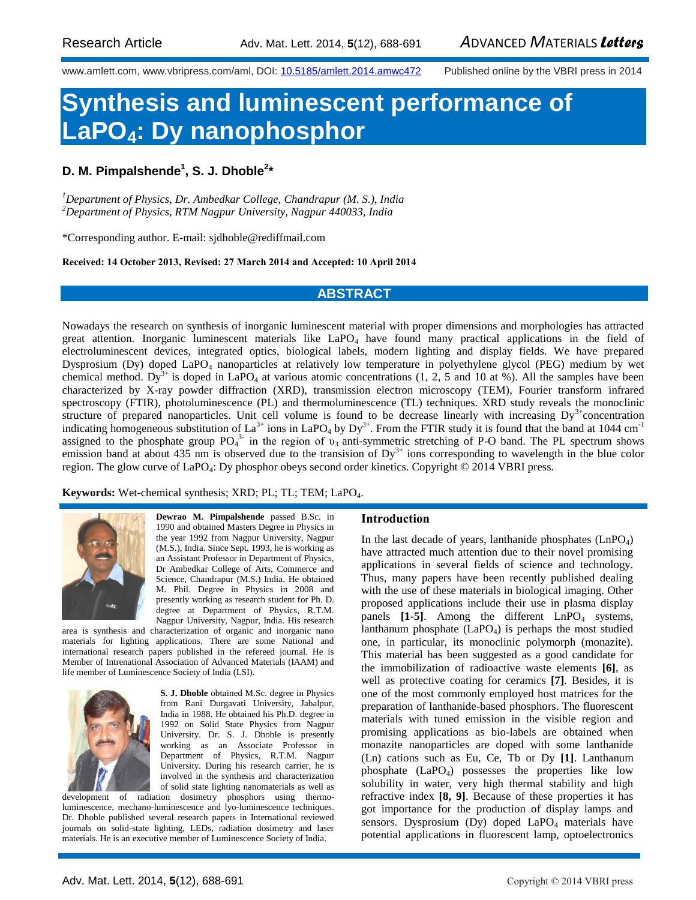Research Article

www.amlett.com, www.vbripress.com/aml, DOI: 10.5185/amlett.2014.amwc472 Published online by the VBRI press in 2014

# Synthesis and luminescent performance of $LaPO_4$: Dy nanophosphor

**D. M. Pimpalshende[1], S. J. Dhoble[2]***

*[1]Department of Physics, Dr. Ambedkar College, Chandrapur (M. S.), India*
*[2]Department of Physics, RTM Nagpur University, Nagpur 440033, India*

*Corresponding author. E-mail: sjdhoble@rediffmail.com

**Received: 14 October 2013, Revised: 27 March 2014 and Accepted: 10 April 2014**

## ABSTRACT

Nowadays the research on synthesis of inorganic luminescent material with proper dimensions and morphologies has attracted great attention. Inorganic luminescent materials like $LaPO_4$ have found many practical applications in the field of electroluminescent devices, integrated optics, biological labels, modern lighting and display fields. We have prepared Dysprosium (Dy) doped $LaPO_4$ nanoparticles at relatively low temperature in polyethylene glycol (PEG) medium by wet chemical method. $Dy^{3+}$ is doped in $LaPO_4$ at various atomic concentrations (1, 2, 5 and 10 at %). All the samples have been characterized by X-ray powder diffraction (XRD), transmission electron microscopy (TEM), Fourier transform infrared spectroscopy (FTIR), photoluminescence (PL) and thermoluminescence (TL) techniques. XRD study reveals the monoclinic structure of prepared nanoparticles. Unit cell volume is found to be decrease linearly with increasing $Dy^{3+}$concentration indicating homogeneous substitution of $La^{3+}$ ions in $LaPO_4$ by $Dy^{3+}$. From the FTIR study it is found that the band at 1044 $cm^{-1}$ assigned to the phosphate group $PO_4^{3-}$ in the region of $\upsilon_3$ anti-symmetric stretching of P-O band. The PL spectrum shows emission band at about 435 nm is observed due to the transion of $Dy^{3+}$ ions corresponding to wavelength in the blue color region. The glow curve of $LaPO_4$: Dy phosphor obeys second order kinetics. Copyright © 2014 VBRI press.

**Keywords:** Wet-chemical synthesis; XRD; PL; TL; TEM; $LaPO_4$.

**Dewrao M. Pimpalshende** passed B.Sc. in 1990 and obtained Masters Degree in Physics in the year 1992 from Nagpur University, Nagpur (M.S.), India. Since Sept. 1993, he is working as an Assistant Professor in Department of Physics, Dr Ambedkar College of Arts, Commerce and Science, Chandrapur (M.S.) India. He obtained M. Phil. Degree in Physics in 2008 and presently working as research student for Ph. D. degree at Department of Physics, R.T.M. Nagpur University, Nagpur, India. His research area is synthesis and characterization of organic and inorganic nano materials for lighting applications. There are some National and international research papers published in the refereed journal. He is Member of Intrenational Association of Advanced Materials (IAAM) and life member of Luminescence Society of India (LSI).

**S. J. Dhoble** obtained M.Sc. degree in Physics from Rani Durgavati University, Jabalpur, India in 1988. He obtained his Ph.D. degree in 1992 on Solid State Physics from Nagpur University. Dr. S. J. Dhoble is presently working as an Associate Professor in Department of Physics, R.T.M. Nagpur University. During his research carrier, he is involved in the synthesis and characterization of solid state lighting nanomaterials as well as development of radiation dosimetry phosphors using thermo-luminescence, mechano-luminescence and lyo-luminescence techniques. Dr. Dhoble published several research papers in International reviewed journals on solid-state lighting, LEDs, radiation dosimetry and laser materials. He is an executive member of Luminescence Society of India.

## Introduction

In the last decade of years, lanthanide phosphates ($LnPO_4$) have attracted much attention due to their novel promising applications in several fields of science and technology. Thus, many papers have been recently published dealing with the use of these materials in biological imaging. Other proposed applications include their use in plasma display panels **[1-5]**. Among the different $LnPO_4$ systems, lanthanum phosphate ($LaPO_4$) is perhaps the most studied one, in particular, its monoclinic polymorph (monazite). This material has been suggested as a good candidate for the immobilization of radioactive waste elements **[6]**, as well as protective coating for ceramics **[7]**. Besides, it is one of the most commonly employed host matrices for the preparation of lanthanide-based phosphors. The fluorescent materials with tuned emission in the visible region and promising applications as bio-labels are obtained when monazite nanoparticles are doped with some lanthanide (Ln) cations such as Eu, Ce, Tb or Dy **[1]**. Lanthanum phosphate ($LaPO_4$) possesses the properties like low solubility in water, very high thermal stability and high refractive index **[8, 9]**. Because of these properties it has got importance for the production of display lamps and sensors. Dysprosium (Dy) doped $LaPO_4$ materials have potential applications in fluorescent lamp, optoelectronics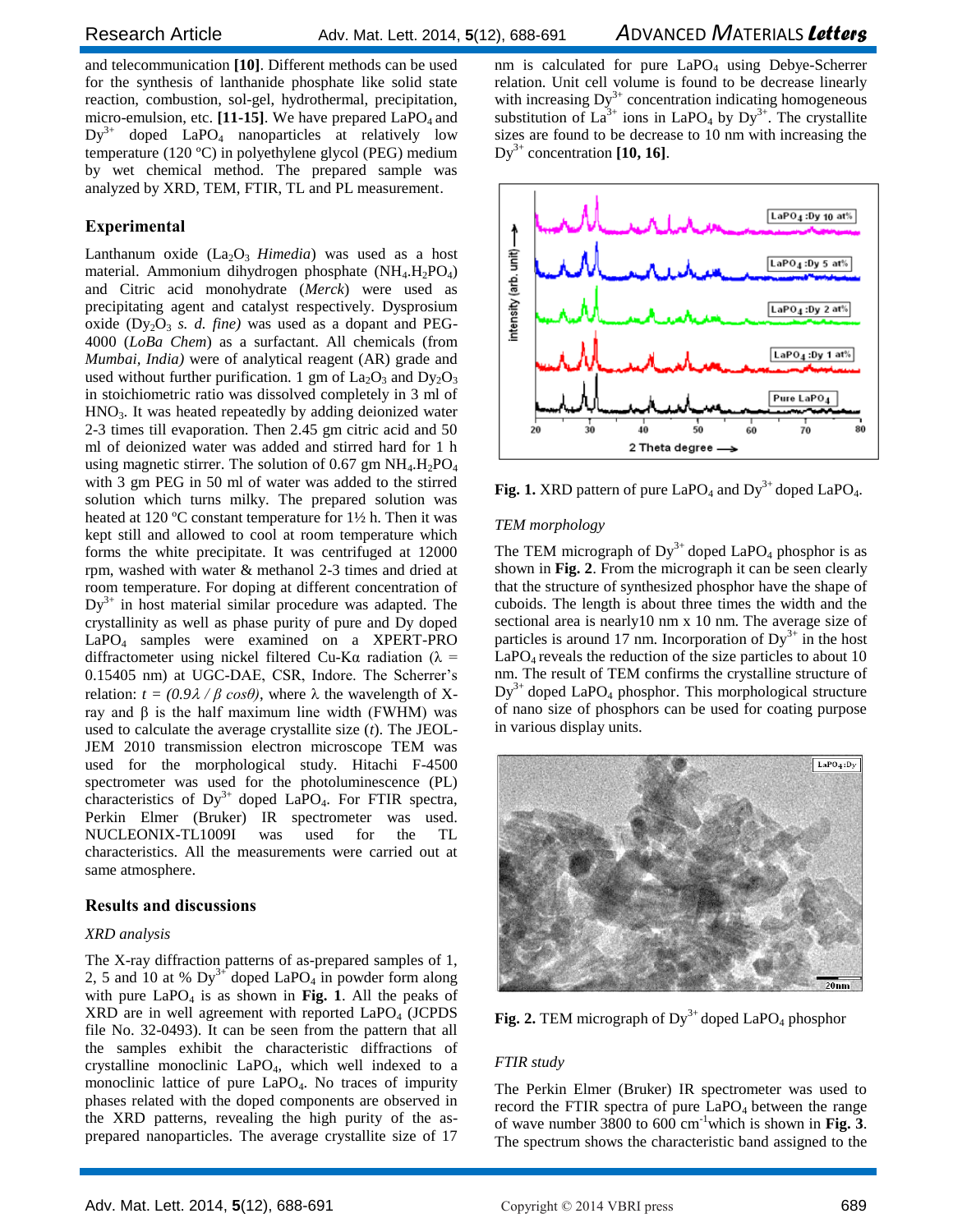and telecommunication **[10]**. Different methods can be used for the synthesis of lanthanide phosphate like solid state reaction, combustion, sol-gel, hydrothermal, precipitation, micro-emulsion, etc. **[11-15]**. We have prepared $LaPO_4$ and $Dy^{3+}$ doped $LaPO_4$ nanoparticles at relatively low temperature (120 ºC) in polyethylene glycol (PEG) medium by wet chemical method. The prepared sample was analyzed by XRD, TEM, FTIR, TL and PL measurement.

## Experimental

Lanthanum oxide ($La_2O_3$ *Himedia*) was used as a host material. Ammonium dihydrogen phosphate ($NH_4.H_2PO_4$) and Citric acid monohydrate (*Merck*) were used as precipitating agent and catalyst respectively. Dysprosium oxide ($Dy_2O_3$ *s. d. fine)* was used as a dopant and PEG-4000 (*LoBa Chem*) as a surfactant. All chemicals (from *Mumbai, India)* were of analytical reagent (AR) grade and used without further purification. 1 gm of $La_2O_3$ and $Dy_2O_3$ in stoichiometric ratio was dissolved completely in 3 ml of $HNO_3$. It was heated repeatedly by adding deionized water 2-3 times till evaporation. Then 2.45 gm citric acid and 50 ml of deionized water was added and stirred hard for 1 h using magnetic stirrer. The solution of 0.67 gm $NH_4.H_2PO_4$ with 3 gm PEG in 50 ml of water was added to the stirred solution which turns milky. The prepared solution was heated at 120 ºC constant temperature for 1½ h. Then it was kept still and allowed to cool at room temperature which forms the white precipitate. It was centrifuged at 12000 rpm, washed with water & methanol 2-3 times and dried at room temperature. For doping at different concentration of $Dy^{3+}$ in host material similar procedure was adapted. The crystallinity as well as phase purity of pure and Dy doped $LaPO_4$ samples were examined on a XPERT-PRO diffractometer using nickel filtered Cu-Kα radiation ($\lambda$ = 0.15405 nm) at UGC-DAE, CSR, Indore. The Scherrer's relation: $t = (0.9\lambda / \beta \cos\theta)$, where $\lambda$ the wavelength of X-ray and $\beta$ is the half maximum line width (FWHM) was used to calculate the average crystallite size ($t$). The JEOL-JEM 2010 transmission electron microscope TEM was used for the morphological study. Hitachi F-4500 spectrometer was used for the photoluminescence (PL) characteristics of $Dy^{3+}$ doped $LaPO_4$. For FTIR spectra, Perkin Elmer (Bruker) IR spectrometer was used. NUCLEONIX-TL1009I was used for the TL characteristics. All the measurements were carried out at same atmosphere.

## Results and discussions

### *XRD analysis*

The X-ray diffraction patterns of as-prepared samples of 1, 2, 5 and 10 at % $Dy^{3+}$ doped $LaPO_4$ in powder form along with pure $LaPO_4$ is as shown in **Fig. 1**. All the peaks of XRD are in well agreement with reported $LaPO_4$ (JCPDS file No. 32-0493). It can be seen from the pattern that all the samples exhibit the characteristic diffractions of crystalline monoclinic $LaPO_4$, which well indexed to a monoclinic lattice of pure $LaPO_4$. No traces of impurity phases related with the doped components are observed in the XRD patterns, revealing the high purity of the as-prepared nanoparticles. The average crystallite size of 17 nm is calculated for pure $LaPO_4$ using Debye-Scherrer relation. Unit cell volume is found to be decrease linearly with increasing $Dy^{3+}$ concentration indicating homogeneous substitution of $La^{3+}$ ions in $LaPO_4$ by $Dy^{3+}$. The crystallite sizes are found to be decrease to 10 nm with increasing the $Dy^{3+}$ concentration **[10, 16]**.

**Fig. 1.** XRD pattern of pure $LaPO_4$ and $Dy^{3+}$ doped $LaPO_4$.

### *TEM morphology*

The TEM micrograph of $Dy^{3+}$ doped $LaPO_4$ phosphor is as shown in **Fig. 2**. From the micrograph it can be seen clearly that the structure of synthesized phosphor have the shape of cuboids. The length is about three times the width and the sectional area is nearly10 nm x 10 nm. The average size of particles is around 17 nm. Incorporation of $Dy^{3+}$ in the host $LaPO_4$ reveals the reduction of the size particles to about 10 nm. The result of TEM confirms the crystalline structure of $Dy^{3+}$ doped $LaPO_4$ phosphor. This morphological structure of nano size of phosphors can be used for coating purpose in various display units.

**Fig. 2.** TEM micrograph of $Dy^{3+}$ doped $LaPO_4$ phosphor

### *FTIR study*

The Perkin Elmer (Bruker) IR spectrometer was used to record the FTIR spectra of pure $LaPO_4$ between the range of wave number 3800 to 600 $cm^{-1}$which is shown in **Fig. 3**. The spectrum shows the characteristic band assigned to the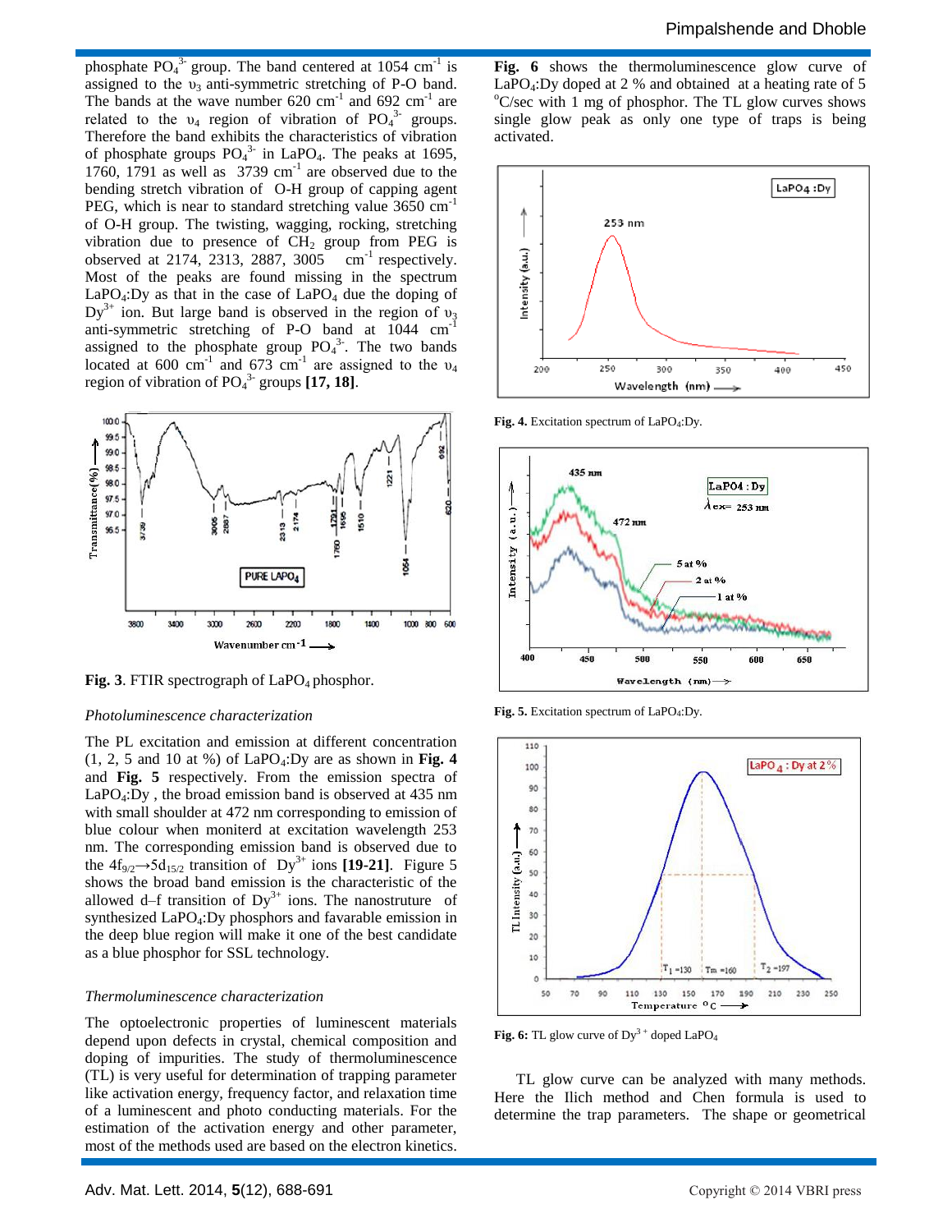phosphate $PO_4^{3-}$ group. The band centered at 1054 $cm^{-1}$ is assigned to the $\upsilon_3$ anti-symmetric stretching of P-O band. The bands at the wave number 620 $cm^{-1}$ and 692 $cm^{-1}$ are related to the $\upsilon_4$ region of vibration of $PO_4^{3-}$ groups. Therefore the band exhibits the characteristics of vibration of phosphate groups $PO_4^{3-}$ in $LaPO_4$. The peaks at 1695, 1760, 1791 as well as 3739 $cm^{-1}$ are observed due to the bending stretch vibration of O-H group of capping agent PEG, which is near to standard stretching value 3650 $cm^{-1}$ of O-H group. The twisting, wagging, rocking, stretching vibration due to presence of $CH_2$ group from PEG is observed at 2174, 2313, 2887, 3005 $cm^{-1}$ respectively. Most of the peaks are found missing in the spectrum $LaPO_4$:Dy as that in the case of $LaPO_4$ due the doping of $Dy^{3+}$ ion. But large band is observed in the region of $\upsilon_3$ anti-symmetric stretching of P-O band at 1044 $cm^{-1}$ assigned to the phosphate group $PO_4^{3-}$. The two bands located at 600 $cm^{-1}$ and 673 $cm^{-1}$ are assigned to the $\upsilon_4$ region of vibration of $PO_4^{3-}$ groups **[17, 18]**.

**Fig. 3**. FTIR spectrograph of $LaPO_4$ phosphor.

*Photoluminescence characterization*

The PL excitation and emission at different concentration (1, 2, 5 and 10 at %) of $LaPO_4$:Dy are as shown in **Fig. 4** and **Fig. 5** respectively. From the emission spectra of $LaPO_4$:Dy , the broad emission band is observed at 435 nm with small shoulder at 472 nm corresponding to emission of blue colour when moniterd at excitation wavelength 253 nm. The corresponding emission band is observed due to the $4f_{9/2}\rightarrow5d_{15/2}$ transition of $Dy^{3+}$ ions **[19-21]**. Figure 5 shows the broad band emission is the characteristic of the allowed d–f transition of $Dy^{3+}$ ions. The nanostruture of synthesized $LaPO_4$:Dy phosphors and favarable emission in the deep blue region will make it one of the best candidate as a blue phosphor for SSL technology.

*Thermoluminescence characterization*

The optoelectronic properties of luminescent materials depend upon defects in crystal, chemical composition and doping of impurities. The study of thermoluminescence (TL) is very useful for determination of trapping parameter like activation energy, frequency factor, and relaxation time of a luminescent and photo conducting materials. For the estimation of the activation energy and other parameter, most of the methods used are based on the electron kinetics.

**Fig. 6** shows the thermoluminescence glow curve of $LaPO_4$:Dy doped at 2 % and obtained at a heating rate of 5 °C/sec with 1 mg of phosphor. The TL glow curves shows single glow peak as only one type of traps is being activated.

**Fig. 4.** Excitation spectrum of $LaPO_4$:Dy.

**Fig. 5.** Excitation spectrum of $LaPO_4$:Dy.

**Fig. 6:** TL glow curve of $Dy^{3+}$ doped $LaPO_4$

TL glow curve can be analyzed with many methods. Here the Ilich method and Chen formula is used to determine the trap parameters. The shape or geometrical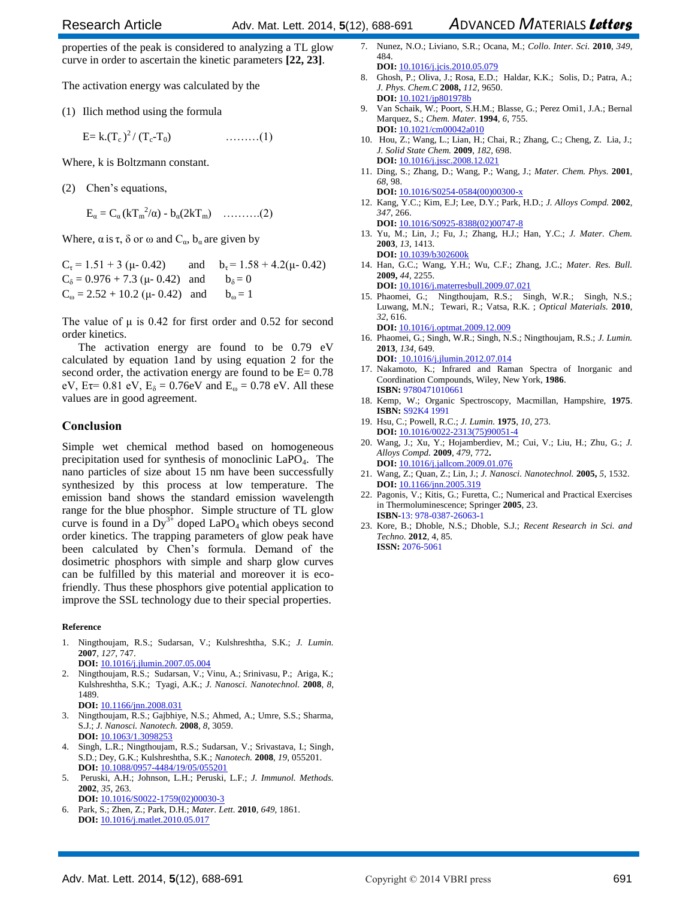properties of the peak is considered to analyzing a TL glow curve in order to ascertain the kinetic parameters **[22, 23]**.

The activation energy was calculated by the

(1) Ilich method using the formula

$$E= k.(T_c)^2 / (T_c-T_0) \quad \ldots\ldots\ldots(1)$$

Where, k is Boltzmann constant.

(2) Chen's equations,

$$E_\alpha = C_\alpha (kT_m^2/\alpha) - b_\alpha(2kT_m) \quad \ldots\ldots\ldots(2)$$

Where, $\alpha$ is $\tau$, $\delta$ or $\omega$ and $C_\alpha$, $b_\alpha$ are given by

$C_\tau = 1.51 + 3 (\mu- 0.42)$ and $b_\tau = 1.58 + 4.2(\mu- 0.42)$
$C_\delta = 0.976 + 7.3 (\mu- 0.42)$ and $b_\delta = 0$
$C_\omega = 2.52 + 10.2 (\mu- 0.42)$ and $b_\omega = 1$

The value of $\mu$ is 0.42 for first order and 0.52 for second order kinetics.

The activation energy are found to be 0.79 eV calculated by equation 1and by using equation 2 for the second order, the activation energy are found to be E= 0.78 eV, $E\tau$= 0.81 eV, $E_\delta$ = 0.76eV and $E_\omega$ = 0.78 eV. All these values are in good agreement.

## Conclusion

Simple wet chemical method based on homogeneous precipitation used for synthesis of monoclinic $LaPO_4$. The nano particles of size about 15 nm have been successfully synthesized by this process at low temperature. The emission band shows the standard emission wavelength range for the blue phosphor. Simple structure of TL glow curve is found in a $Dy^{3+}$ doped $LaPO_4$ which obeys second order kinetics. The trapping parameters of glow peak have been calculated by Chen's formula. Demand of the dosimetric phosphors with simple and sharp glow curves can be fulfilled by this material and moreover it is eco-friendly. Thus these phosphors give potential application to improve the SSL technology due to their special properties.

### Reference

1. Ningthoujam, R.S.; Sudarsan, V.; Kulshreshtha, S.K.; *J. Lumin.* **2007**, *127*, 747.
   **DOI:** 10.1016/j.jlumin.2007.05.004
2. Ningthoujam, R.S.; Sudarsan, V.; Vinu, A.; Srinivasu, P.; Ariga, K.; Kulshreshtha, S.K.; Tyagi, A.K.; *J. Nanosci. Nanotechnol.* **2008**, *8*, 1489.
   **DOI:** 10.1166/jnn.2008.031
3. Ningthoujam, R.S.; Gajbhiye, N.S.; Ahmed, A.; Umre, S.S.; Sharma, S.J.; *J. Nanosci. Nanotech.* **2008**, *8*, 3059.
   **DOI:** 10.1063/1.3098253
4. Singh, L.R.; Ningthoujam, R.S.; Sudarsan, V.; Srivastava, I.; Singh, S.D.; Dey, G.K.; Kulshreshtha, S.K.; *Nanotech.* **2008**, *19*, 055201.
   **DOI:** 10.1088/0957-4484/19/05/055201
5. Peruski, A.H.; Johnson, L.H.; Peruski, L.F.; *J. Immunol. Methods.* **2002**, *35*, 263.
   **DOI:** 10.1016/S0022-1759(02)00030-3
6. Park, S.; Zhen, Z.; Park, D.H.; *Mater. Lett.* **2010**, *649*, 1861.
   **DOI:** 10.1016/j.matlet.2010.05.017
7. Nunez, N.O.; Liviano, S.R.; Ocana, M.; *Collo. Inter. Sci.* **2010**, *349*, 484.
   **DOI:** 10.1016/j.jcis.2010.05.079
8. Ghosh, P.; Oliva, J.; Rosa, E.D.; Haldar, K.K.; Solis, D.; Patra, A.; *J. Phys. Chem.C* **2008,** *112*, 9650.
   **DOI:** 10.1021/jp801978b
9. Van Schaik, W.; Poort, S.H.M.; Blasse, G.; Perez Omi1, J.A.; Bernal Marquez, S.; *Chem. Mater.* **1994**, *6*, 755.
   **DOI:** 10.1021/cm00042a010
10. Hou, Z.; Wang, L.; Lian, H.; Chai, R.; Zhang, C.; Cheng, Z. Lia, J.; *J. Solid State Chem.* **2009**, *182*, 698.
    **DOI:** 10.1016/j.jssc.2008.12.021
11. Ding, S.; Zhang, D.; Wang, P.; Wang, J.; *Mater. Chem. Phys.* **2001**, *68*, 98.
    **DOI:** 10.1016/S0254-0584(00)00300-x
12. Kang, Y.C.; Kim, E.J; Lee, D.Y.; Park, H.D.; *J. Alloys Compd.* **2002**, *347*, 266.
    **DOI:** 10.1016/S0925-8388(02)00747-8
13. Yu, M.; Lin, J.; Fu, J.; Zhang, H.J.; Han, Y.C.; *J. Mater. Chem.* **2003**, *13*, 1413.
    **DOI:** 10.1039/b302600k
14. Han, G.C.; Wang, Y.H.; Wu, C.F.; Zhang, J.C.; *Mater. Res. Bull.* **2009,** *44*, 2255.
    **DOI:** 10.1016/j.materresbull.2009.07.021
15. Phaomei, G.; Ningthoujam, R.S.; Singh, W.R.; Singh, N.S.; Luwang, M.N.; Tewari, R.; Vatsa, R.K. ; *Optical Materials.* **2010**, *32*, 616.
    **DOI:** 10.1016/j.optmat.2009.12.009
16. Phaomei, G.; Singh, W.R.; Singh, N.S.; Ningthoujam, R.S.; *J. Lumin.* **2013**, *134*, 649.
    **DOI:** 10.1016/j.jlumin.2012.07.014
17. Nakamoto, K.; Infrared and Raman Spectra of Inorganic and Coordination Compounds, Wiley, New York, **1986**.
    **ISBN:** 9780471010661
18. Kemp, W.; Organic Spectroscopy, Macmillan, Hampshire, **1975**.
    **ISBN:** S92K4 1991
19. Hsu, C.; Powell, R.C.; *J. Lumin.* **1975**, *10*, 273.
    **DOI:** 10.1016/0022-2313(75)90051-4
20. Wang, J.; Xu, Y.; Hojamberdiev, M.; Cui, V.; Liu, H.; Zhu, G.; *J. Alloys Compd.* **2009**, *479*, 772**.**
    **DOI:** 10.1016/j.jallcom.2009.01.076
21. Wang, Z.; Quan, Z.; Lin, J.; *J. Nanosci. Nanotechnol.* **2005,** *5*, 1532.
    **DOI:** 10.1166/jnn.2005.319
22. Pagonis, V.; Kitis, G.; Furetta, C.; Numerical and Practical Exercises in Thermoluminescence; Springer **2005**, 23.
    **ISBN**-13: 978-0387-26063-1
23. Kore, B.; Dhoble, N.S.; Dhoble, S.J.; *Recent Research in Sci. and Techno.* **2012**, 4, 85.
    **ISSN:** 2076-5061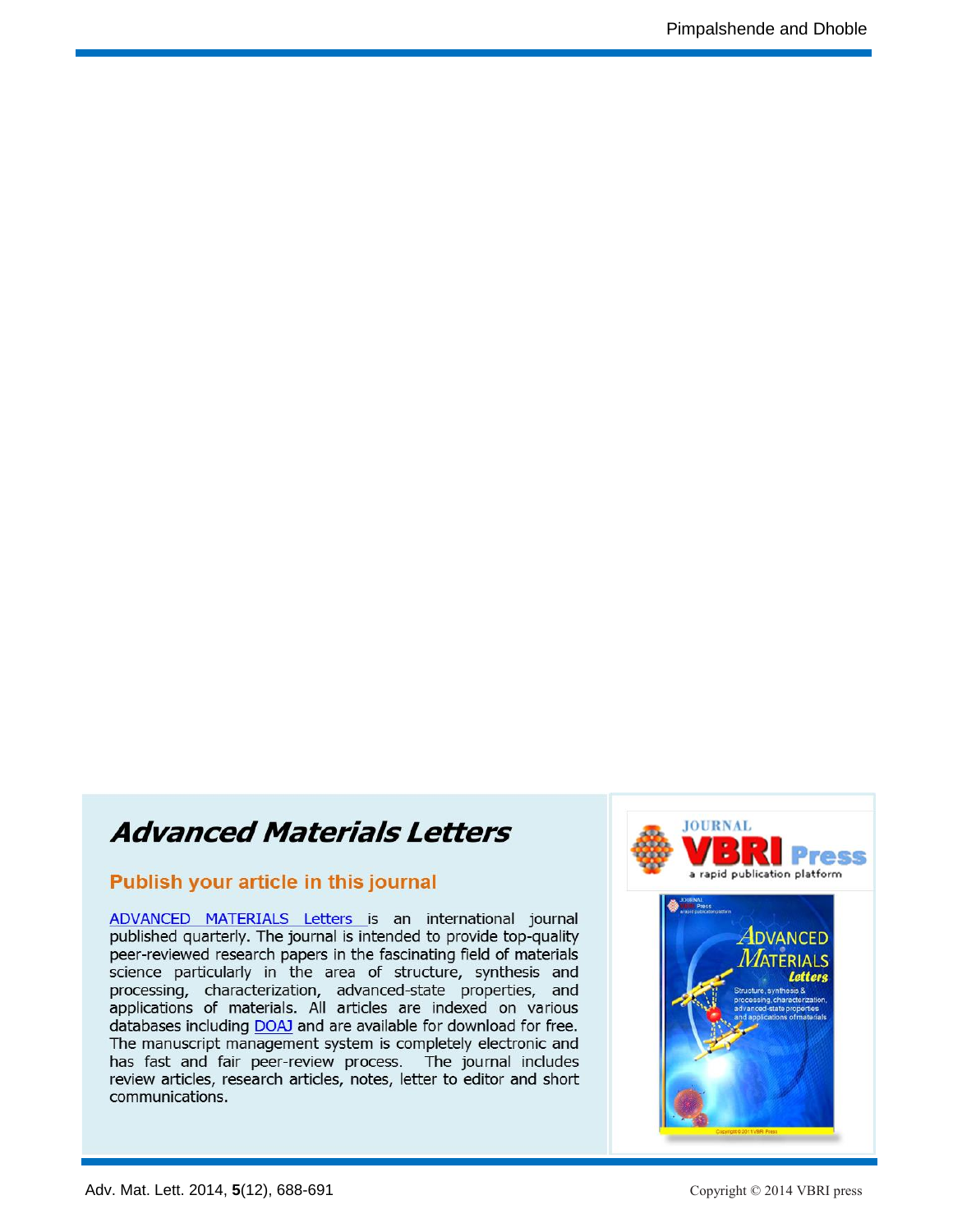# Advanced Materials Letters

## Publish your article in this journal

ADVANCED MATERIALS Letters is an international journal published quarterly. The journal is intended to provide top-quality peer-reviewed research papers in the fascinating field of materials science particularly in the area of structure, synthesis and processing, characterization, advanced-state properties, and applications of materials. All articles are indexed on various databases including DOAJ and are available for download for free. The manuscript management system is completely electronic and has fast and fair peer-review process. The journal includes review articles, research articles, notes, letter to editor and short communications.